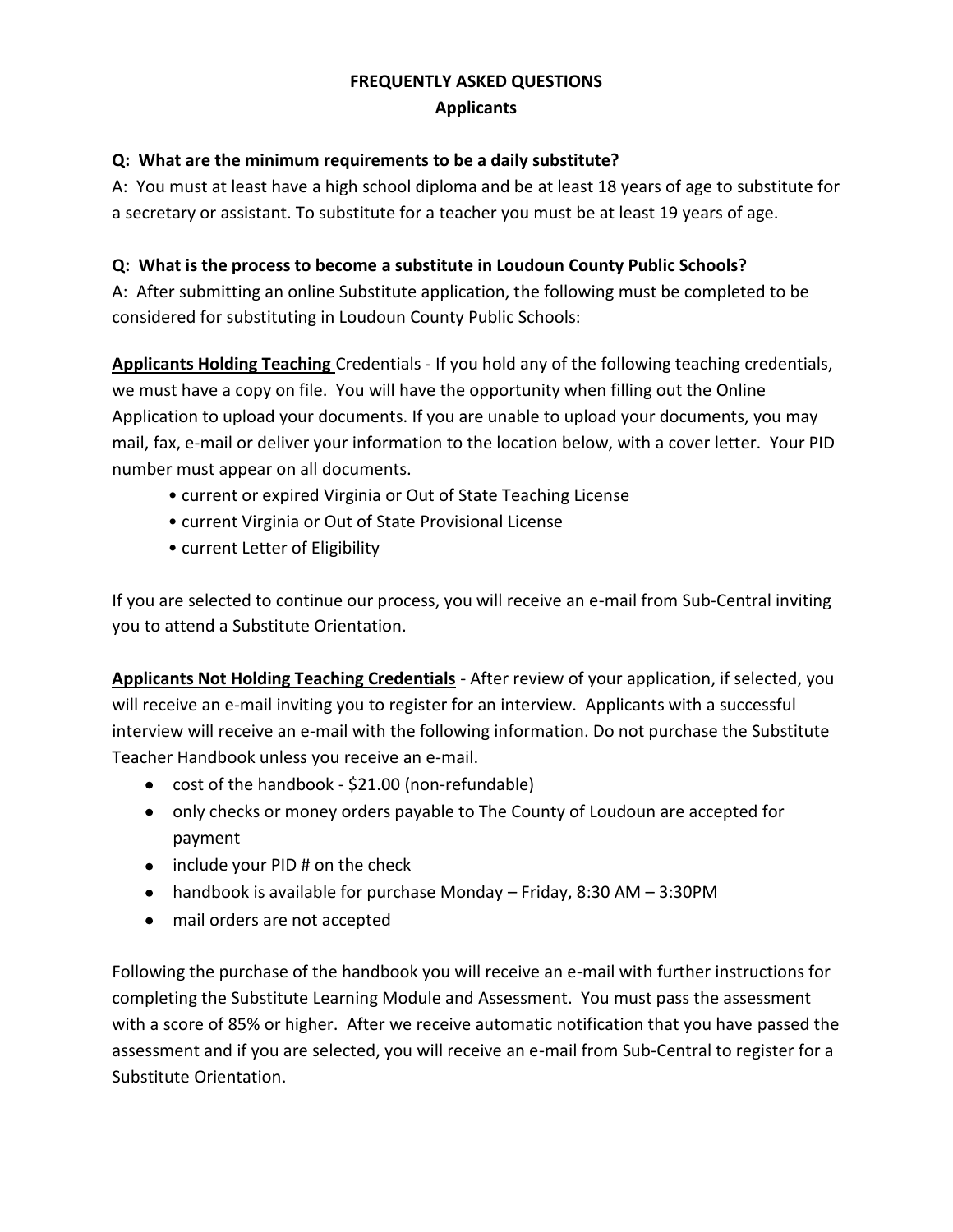# FREQUENTLY ASKED QUESTIONS

## Applicants

**Q: What are the minimum requirements to be a daily substitute?**

A: You must at least have a high school diploma and be at least 18 years of age to substitute for a secretary or assistant. To substitute for a teacher you must be at least 19 years of age.

**Q: What is the process to become a substitute in Loudoun County Public Schools?**

A: After submitting an online Substitute application, the following must be completed to be considered for substituting in Loudoun County Public Schools:

**Applicants Holding Teaching** Credentials - If you hold any of the following teaching credentials, we must have a copy on file. You will have the opportunity when filling out the Online Application to upload your documents. If you are unable to upload your documents, you may mail, fax, e-mail or deliver your information to the location below, with a cover letter. Your PID number must appear on all documents.

- current or expired Virginia or Out of State Teaching License
- current Virginia or Out of State Provisional License
- current Letter of Eligibility

If you are selected to continue our process, you will receive an e-mail from Sub-Central inviting you to attend a Substitute Orientation.

**Applicants Not Holding Teaching Credentials** - After review of your application, if selected, you will receive an e-mail inviting you to register for an interview. Applicants with a successful interview will receive an e-mail with the following information. Do not purchase the Substitute Teacher Handbook unless you receive an e-mail.

- cost of the handbook - $21.00 (non-refundable)
- only checks or money orders payable to The County of Loudoun are accepted for payment
- include your PID # on the check
- handbook is available for purchase Monday – Friday, 8:30 AM – 3:30PM
- mail orders are not accepted

Following the purchase of the handbook you will receive an e-mail with further instructions for completing the Substitute Learning Module and Assessment. You must pass the assessment with a score of 85% or higher. After we receive automatic notification that you have passed the assessment and if you are selected, you will receive an e-mail from Sub-Central to register for a Substitute Orientation.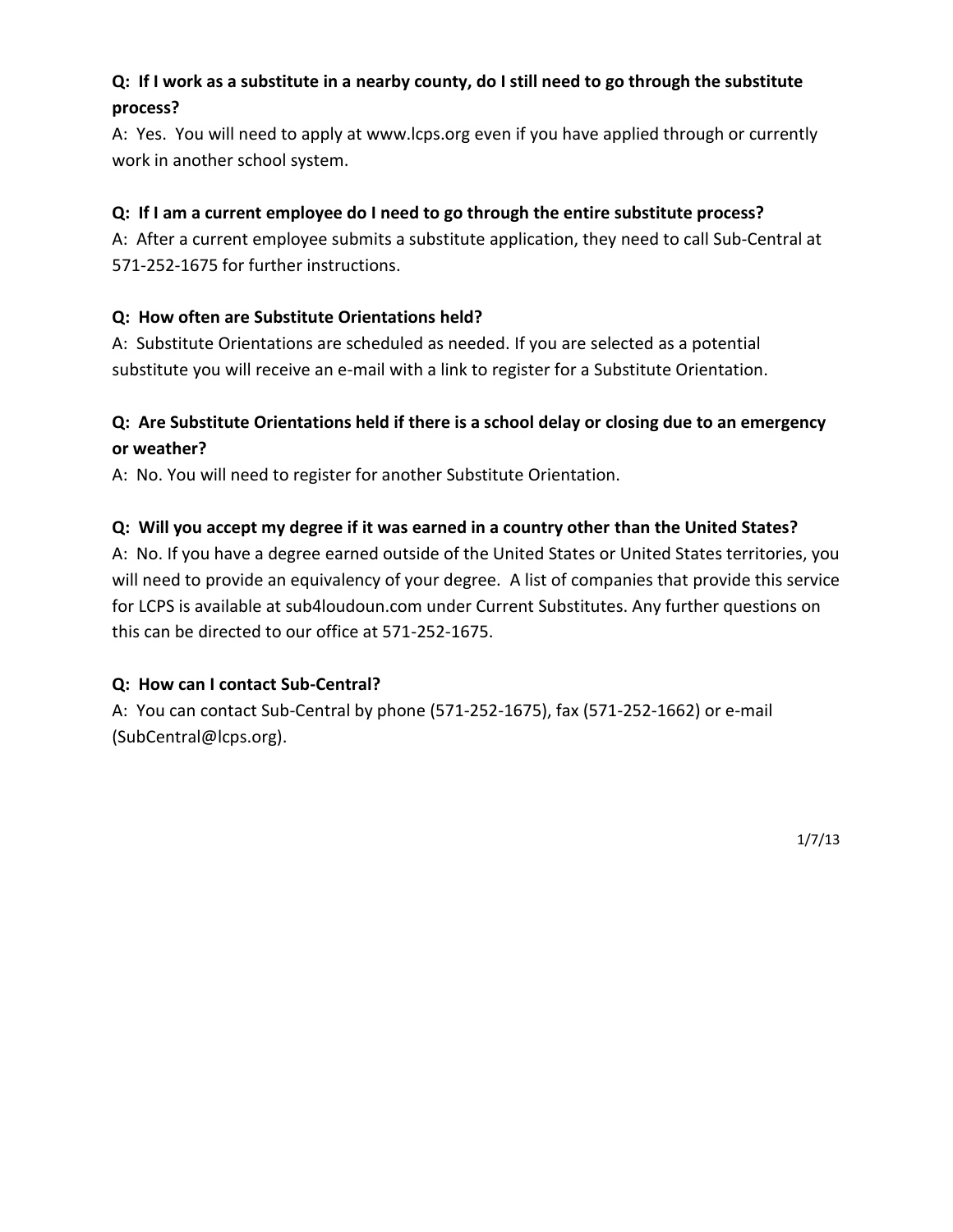**Q: If I work as a substitute in a nearby county, do I still need to go through the substitute process?**

A: Yes. You will need to apply at www.lcps.org even if you have applied through or currently work in another school system.

**Q: If I am a current employee do I need to go through the entire substitute process?**

A: After a current employee submits a substitute application, they need to call Sub-Central at 571-252-1675 for further instructions.

**Q: How often are Substitute Orientations held?**

A: Substitute Orientations are scheduled as needed. If you are selected as a potential substitute you will receive an e-mail with a link to register for a Substitute Orientation.

**Q: Are Substitute Orientations held if there is a school delay or closing due to an emergency or weather?**

A: No. You will need to register for another Substitute Orientation.

**Q: Will you accept my degree if it was earned in a country other than the United States?**

A: No. If you have a degree earned outside of the United States or United States territories, you will need to provide an equivalency of your degree. A list of companies that provide this service for LCPS is available at sub4loudoun.com under Current Substitutes. Any further questions on this can be directed to our office at 571-252-1675.

**Q: How can I contact Sub-Central?**

A: You can contact Sub-Central by phone (571-252-1675), fax (571-252-1662) or e-mail (SubCentral@lcps.org).

1/7/13